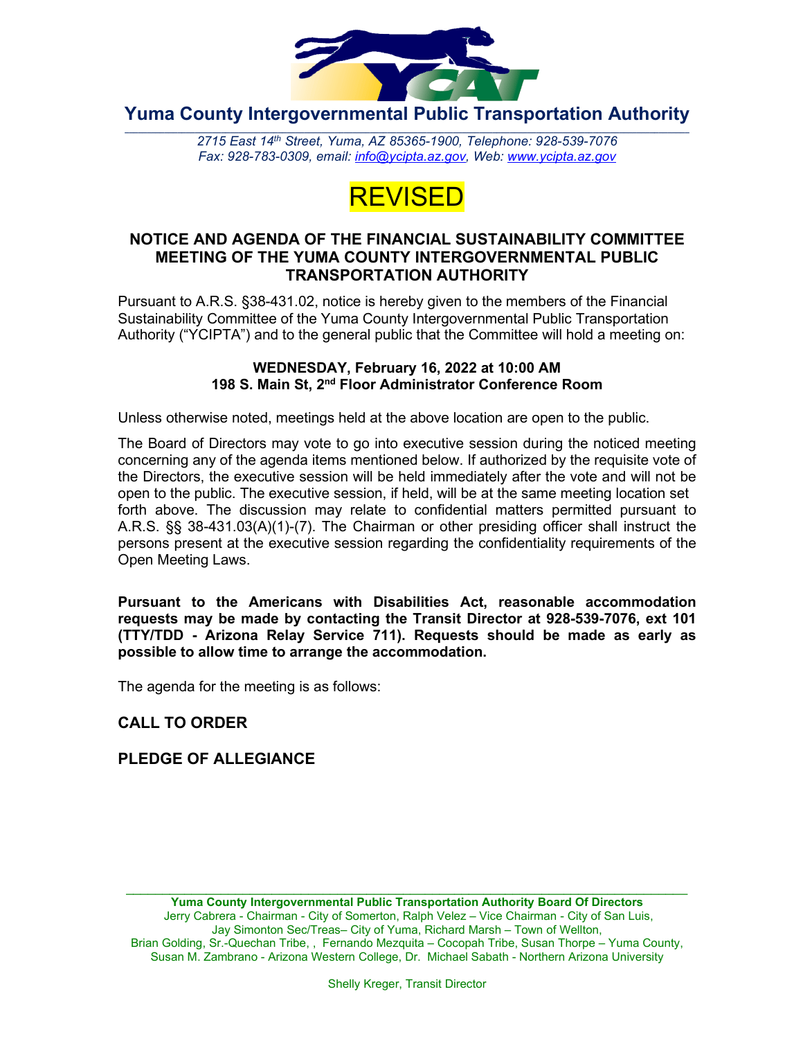# Yuma County Intergovernmental Public Transportation Authority

*2715 East 14th Street, Yuma, AZ 85365-1900, Telephone: 928-539-7076*
*Fax: 928-783-0309, email: info@ycipta.az.gov, Web: www.ycipta.az.gov*

REVISED

## NOTICE AND AGENDA OF THE FINANCIAL SUSTAINABILITY COMMITTEE MEETING OF THE YUMA COUNTY INTERGOVERNMENTAL PUBLIC TRANSPORTATION AUTHORITY

Pursuant to A.R.S. §38-431.02, notice is hereby given to the members of the Financial Sustainability Committee of the Yuma County Intergovernmental Public Transportation Authority ("YCIPTA") and to the general public that the Committee will hold a meeting on:

**WEDNESDAY, February 16, 2022 at 10:00 AM**
**198 S. Main St, 2nd Floor Administrator Conference Room**

Unless otherwise noted, meetings held at the above location are open to the public.

The Board of Directors may vote to go into executive session during the noticed meeting concerning any of the agenda items mentioned below. If authorized by the requisite vote of the Directors, the executive session will be held immediately after the vote and will not be open to the public. The executive session, if held, will be at the same meeting location set forth above. The discussion may relate to confidential matters permitted pursuant to A.R.S. §§ 38-431.03(A)(1)-(7). The Chairman or other presiding officer shall instruct the persons present at the executive session regarding the confidentiality requirements of the Open Meeting Laws.

**Pursuant to the Americans with Disabilities Act, reasonable accommodation requests may be made by contacting the Transit Director at 928-539-7076, ext 101 (TTY/TDD - Arizona Relay Service 711). Requests should be made as early as possible to allow time to arrange the accommodation.**

The agenda for the meeting is as follows:

### CALL TO ORDER

### PLEDGE OF ALLEGIANCE

**Yuma County Intergovernmental Public Transportation Authority Board Of Directors**
Jerry Cabrera - Chairman - City of Somerton, Ralph Velez – Vice Chairman - City of San Luis, Jay Simonton Sec/Treas– City of Yuma, Richard Marsh – Town of Wellton, Brian Golding, Sr.-Quechan Tribe, , Fernando Mezquita – Cocopah Tribe, Susan Thorpe – Yuma County, Susan M. Zambrano - Arizona Western College, Dr. Michael Sabath - Northern Arizona University

Shelly Kreger, Transit Director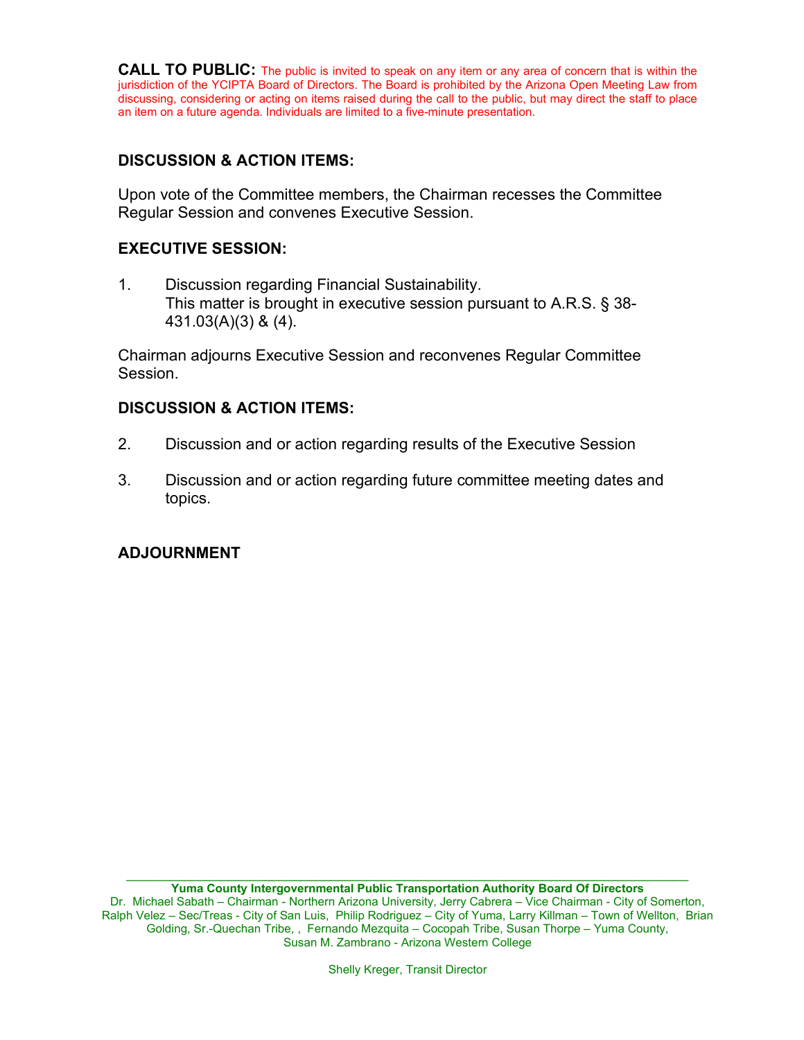**CALL TO PUBLIC:** The public is invited to speak on any item or any area of concern that is within the jurisdiction of the YCIPTA Board of Directors. The Board is prohibited by the Arizona Open Meeting Law from discussing, considering or acting on items raised during the call to the public, but may direct the staff to place an item on a future agenda. Individuals are limited to a five-minute presentation.

## DISCUSSION & ACTION ITEMS:

Upon vote of the Committee members, the Chairman recesses the Committee Regular Session and convenes Executive Session.

## EXECUTIVE SESSION:

1. Discussion regarding Financial Sustainability.
   This matter is brought in executive session pursuant to A.R.S. § 38-431.03(A)(3) & (4).

Chairman adjourns Executive Session and reconvenes Regular Committee Session.

## DISCUSSION & ACTION ITEMS:

2. Discussion and or action regarding results of the Executive Session

3. Discussion and or action regarding future committee meeting dates and topics.

## ADJOURNMENT

**Yuma County Intergovernmental Public Transportation Authority Board Of Directors**
Dr. Michael Sabath – Chairman - Northern Arizona University, Jerry Cabrera – Vice Chairman - City of Somerton, Ralph Velez – Sec/Treas - City of San Luis, Philip Rodriguez – City of Yuma, Larry Killman – Town of Wellton, Brian Golding, Sr.-Quechan Tribe, , Fernando Mezquita – Cocopah Tribe, Susan Thorpe – Yuma County, Susan M. Zambrano - Arizona Western College

Shelly Kreger, Transit Director